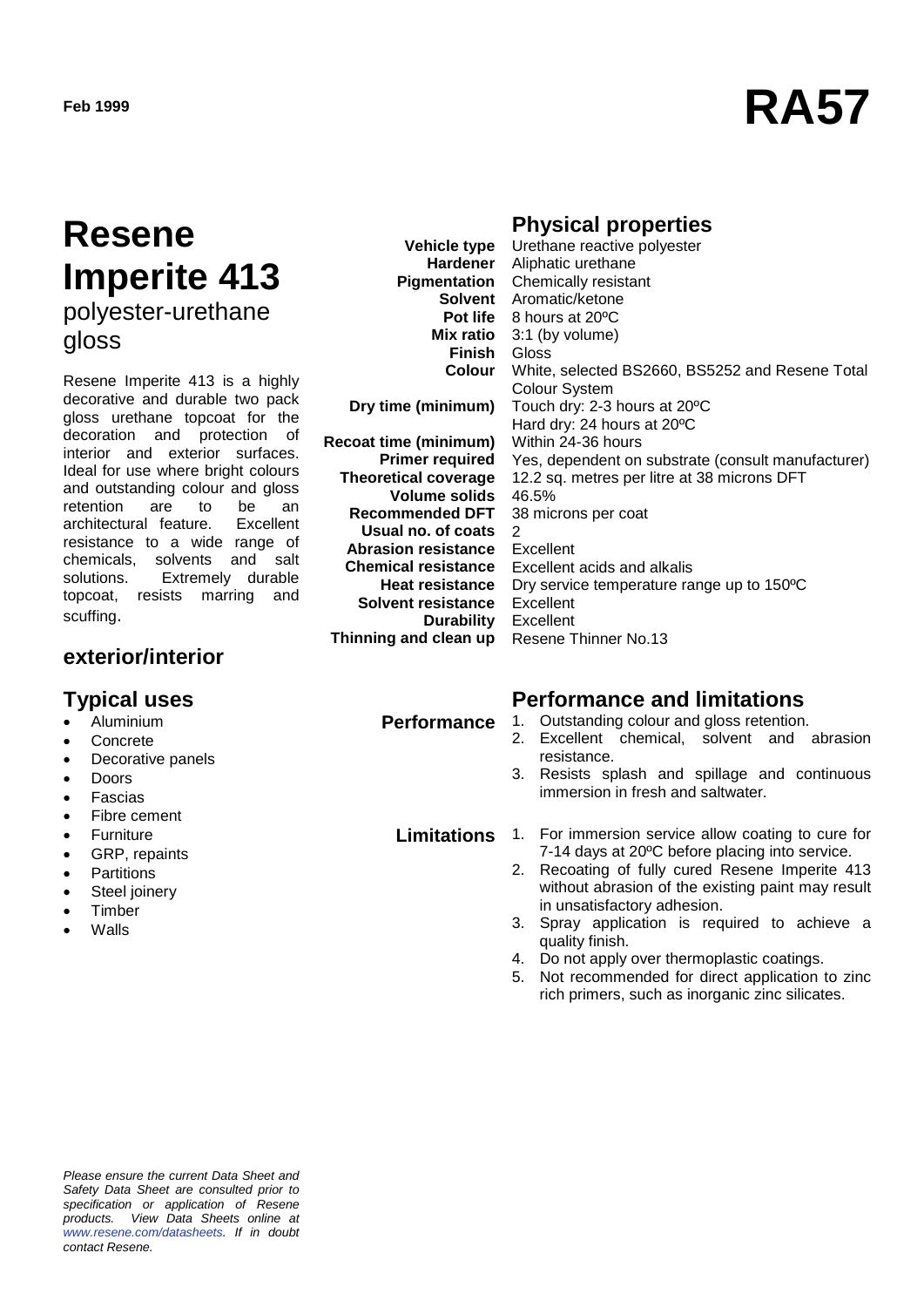Feb 1999

# RA57

# Resene Imperite 413

## polyester-urethane gloss

Resene Imperite 413 is a highly decorative and durable two pack gloss urethane topcoat for the decoration and protection of interior and exterior surfaces. Ideal for use where bright colours and outstanding colour and gloss retention are to be an architectural feature. Excellent resistance to a wide range of chemicals, solvents and salt solutions. Extremely durable topcoat, resists marring and scuffing.

## exterior/interior

## Typical uses

- Aluminium
- Concrete
- Decorative panels
- Doors
- Fascias
- Fibre cement
- Furniture
- GRP, repairs
- Partitions
- Steel joinery
- Timber
- Walls

## Physical properties

| | |
|---|---|
| **Vehicle type** | Urethane reactive polyester |
| **Hardener** | Aliphatic urethane |
| **Pigmentation** | Chemically resistant |
| **Solvent** | Aromatic/ketone |
| **Pot life** | 8 hours at 20ºC |
| **Mix ratio** | 3:1 (by volume) |
| **Finish** | Gloss |
| **Colour** | White, selected BS2660, BS5252 and Resene Total Colour System |
| **Dry time (minimum)** | Touch dry: 2-3 hours at 20ºC<br>Hard dry: 24 hours at 20ºC |
| **Recoat time (minimum)** | Within 24-36 hours |
| **Primer required** | Yes, dependent on substrate (consult manufacturer) |
| **Theoretical coverage** | 12.2 sq. metres per litre at 38 microns DFT |
| **Volume solids** | 46.5% |
| **Recommended DFT** | 38 microns per coat |
| **Usual no. of coats** | 2 |
| **Abrasion resistance** | Excellent |
| **Chemical resistance** | Excellent acids and alkalis |
| **Heat resistance** | Dry service temperature range up to 150ºC |
| **Solvent resistance** | Excellent |
| **Durability** | Excellent |
| **Thinning and clean up** | Resene Thinner No.13 |

## Performance and limitations

**Performance**

1. Outstanding colour and gloss retention.
2. Excellent chemical, solvent and abrasion resistance.
3. Resists splash and spillage and continuous immersion in fresh and saltwater.

**Limitations**

1. For immersion service allow coating to cure for 7-14 days at 20ºC before placing into service.
2. Recoating of fully cured Resene Imperite 413 without abrasion of the existing paint may result in unsatisfactory adhesion.
3. Spray application is required to achieve a quality finish.
4. Do not apply over thermoplastic coatings.
5. Not recommended for direct application to zinc rich primers, such as inorganic zinc silicates.

*Please ensure the current Data Sheet and Safety Data Sheet are consulted prior to specification or application of Resene products. View Data Sheets online at www.resene.com/datasheets. If in doubt contact Resene.*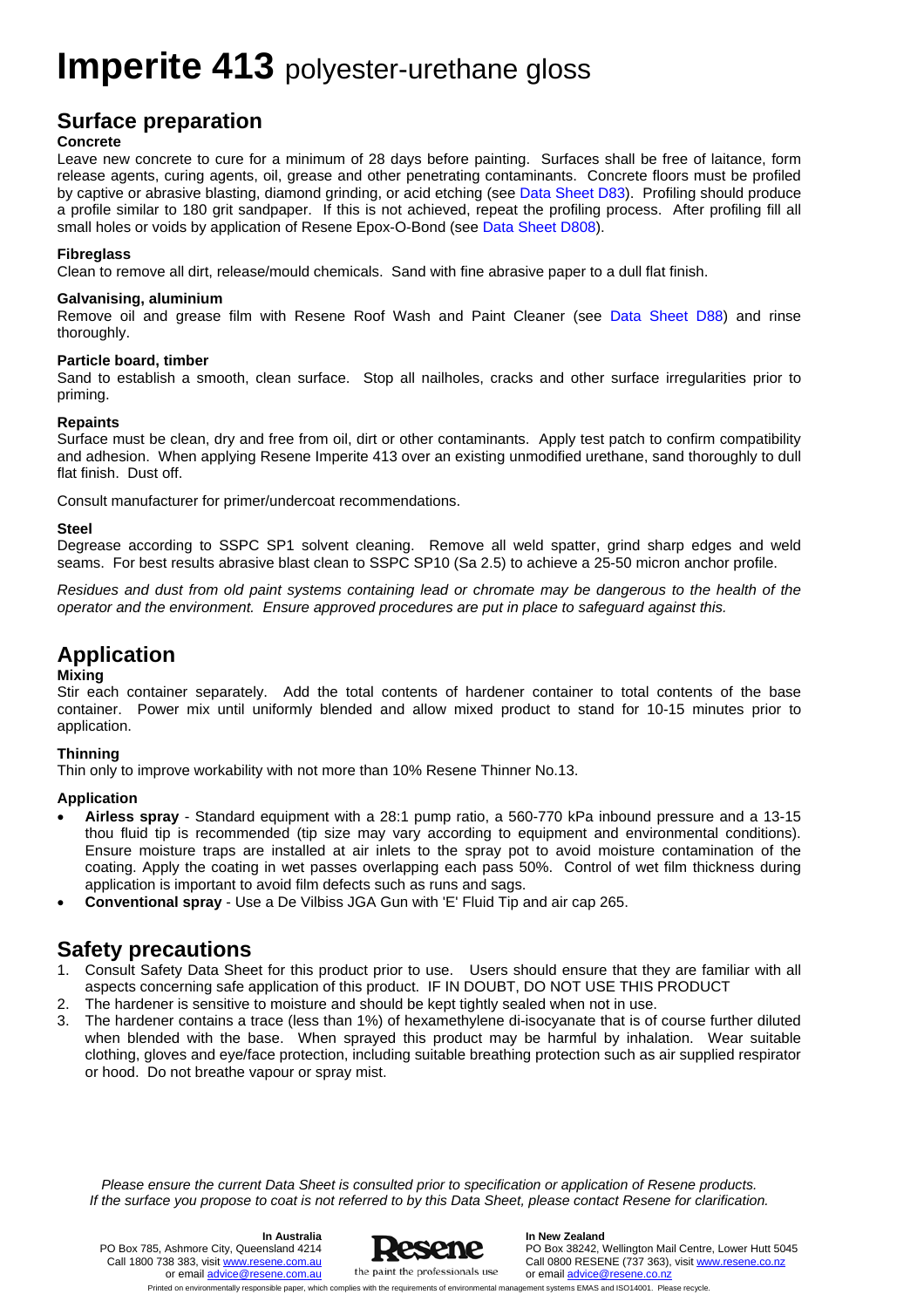# **Imperite 413** polyester-urethane gloss

## Surface preparation

### Concrete

Leave new concrete to cure for a minimum of 28 days before painting. Surfaces shall be free of laitance, form release agents, curing agents, oil, grease and other penetrating contaminants. Concrete floors must be profiled by captive or abrasive blasting, diamond grinding, or acid etching (see Data Sheet D83). Profiling should produce a profile similar to 180 grit sandpaper. If this is not achieved, repeat the profiling process. After profiling fill all small holes or voids by application of Resene Epox-O-Bond (see Data Sheet D808).

### Fibreglass

Clean to remove all dirt, release/mould chemicals. Sand with fine abrasive paper to a dull flat finish.

### Galvanising, aluminium

Remove oil and grease film with Resene Roof Wash and Paint Cleaner (see Data Sheet D88) and rinse thoroughly.

### Particle board, timber

Sand to establish a smooth, clean surface. Stop all nailholes, cracks and other surface irregularities prior to priming.

### Repaints

Surface must be clean, dry and free from oil, dirt or other contaminants. Apply test patch to confirm compatibility and adhesion. When applying Resene Imperite 413 over an existing unmodified urethane, sand thoroughly to dull flat finish. Dust off.

Consult manufacturer for primer/undercoat recommendations.

### Steel

Degrease according to SSPC SP1 solvent cleaning. Remove all weld spatter, grind sharp edges and weld seams. For best results abrasive blast clean to SSPC SP10 (Sa 2.5) to achieve a 25-50 micron anchor profile.

*Residues and dust from old paint systems containing lead or chromate may be dangerous to the health of the operator and the environment. Ensure approved procedures are put in place to safeguard against this.*

## Application

### Mixing

Stir each container separately. Add the total contents of hardener container to total contents of the base container. Power mix until uniformly blended and allow mixed product to stand for 10-15 minutes prior to application.

### Thinning

Thin only to improve workability with not more than 10% Resene Thinner No.13.

### Application

- **Airless spray** - Standard equipment with a 28:1 pump ratio, a 560-770 kPa inbound pressure and a 13-15 thou fluid tip is recommended (tip size may vary according to equipment and environmental conditions). Ensure moisture traps are installed at air inlets to the spray pot to avoid moisture contamination of the coating. Apply the coating in wet passes overlapping each pass 50%. Control of wet film thickness during application is important to avoid film defects such as runs and sags.
- **Conventional spray** - Use a De Vilbiss JGA Gun with 'E' Fluid Tip and air cap 265.

## Safety precautions

1. Consult Safety Data Sheet for this product prior to use. Users should ensure that they are familiar with all aspects concerning safe application of this product. IF IN DOUBT, DO NOT USE THIS PRODUCT
2. The hardener is sensitive to moisture and should be kept tightly sealed when not in use.
3. The hardener contains a trace (less than 1%) of hexamethylene di-isocyanate that is of course further diluted when blended with the base. When sprayed this product may be harmful by inhalation. Wear suitable clothing, gloves and eye/face protection, including suitable breathing protection such as air supplied respirator or hood. Do not breathe vapour or spray mist.

*Please ensure the current Data Sheet is consulted prior to specification or application of Resene products. If the surface you propose to coat is not referred to by this Data Sheet, please contact Resene for clarification.*

**In Australia**
PO Box 785, Ashmore City, Queensland 4214
Call 1800 738 383, visit www.resene.com.au
or email advice@resene.com.au

Resene
the paint the professionals use

**In New Zealand**
PO Box 38242, Wellington Mail Centre, Lower Hutt 5045
Call 0800 RESENE (737 363), visit www.resene.co.nz
or email advice@resene.co.nz

Printed on environmentally responsible paper, which complies with the requirements of environmental management systems EMAS and ISO14001. Please recycle.